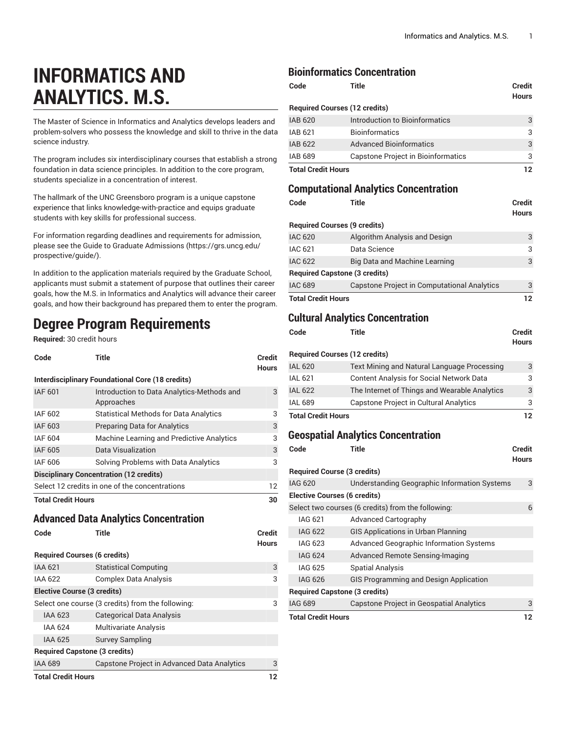# INFORMATICS AND ANALYTICS. M.S.

The Master of Science in Informatics and Analytics develops leaders and problem-solvers who possess the knowledge and skill to thrive in the data science industry.

The program includes six interdisciplinary courses that establish a strong foundation in data science principles. In addition to the core program, students specialize in a concentration of interest.

The hallmark of the UNC Greensboro program is a unique capstone experience that links knowledge-with-practice and equips graduate students with key skills for professional success.

For information regarding deadlines and requirements for admission, please see the Guide to Graduate Admissions (https://grs.uncg.edu/prospective/guide/).

In addition to the application materials required by the Graduate School, applicants must submit a statement of purpose that outlines their career goals, how the M.S. in Informatics and Analytics will advance their career goals, and how their background has prepared them to enter the program.

## Degree Program Requirements

**Required:** 30 credit hours

| Code | Title | Credit Hours |
|---|---|---|
| **Interdisciplinary Foundational Core (18 credits)** | | |
| IAF 601 | Introduction to Data Analytics-Methods and Approaches | 3 |
| IAF 602 | Statistical Methods for Data Analytics | 3 |
| IAF 603 | Preparing Data for Analytics | 3 |
| IAF 604 | Machine Learning and Predictive Analytics | 3 |
| IAF 605 | Data Visualization | 3 |
| IAF 606 | Solving Problems with Data Analytics | 3 |
| **Disciplinary Concentration (12 credits)** | | |
| Select 12 credits in one of the concentrations | | 12 |
| **Total Credit Hours** | | **30** |

### Advanced Data Analytics Concentration

| Code | Title | Credit Hours |
|---|---|---|
| **Required Courses (6 credits)** | | |
| IAA 621 | Statistical Computing | 3 |
| IAA 622 | Complex Data Analysis | 3 |
| **Elective Course (3 credits)** | | |
| Select one course (3 credits) from the following: | | 3 |
| IAA 623 | Categorical Data Analysis | |
| IAA 624 | Multivariate Analysis | |
| IAA 625 | Survey Sampling | |
| **Required Capstone (3 credits)** | | |
| IAA 689 | Capstone Project in Advanced Data Analytics | 3 |
| **Total Credit Hours** | | **12** |

### Bioinformatics Concentration

| Code | Title | Credit Hours |
|---|---|---|
| **Required Courses (12 credits)** | | |
| IAB 620 | Introduction to Bioinformatics | 3 |
| IAB 621 | Bioinformatics | 3 |
| IAB 622 | Advanced Bioinformatics | 3 |
| IAB 689 | Capstone Project in Bioinformatics | 3 |
| **Total Credit Hours** | | **12** |

### Computational Analytics Concentration

| Code | Title | Credit Hours |
|---|---|---|
| **Required Courses (9 credits)** | | |
| IAC 620 | Algorithm Analysis and Design | 3 |
| IAC 621 | Data Science | 3 |
| IAC 622 | Big Data and Machine Learning | 3 |
| **Required Capstone (3 credits)** | | |
| IAC 689 | Capstone Project in Computational Analytics | 3 |
| **Total Credit Hours** | | **12** |

### Cultural Analytics Concentration

| Code | Title | Credit Hours |
|---|---|---|
| **Required Courses (12 credits)** | | |
| IAL 620 | Text Mining and Natural Language Processing | 3 |
| IAL 621 | Content Analysis for Social Network Data | 3 |
| IAL 622 | The Internet of Things and Wearable Analytics | 3 |
| IAL 689 | Capstone Project in Cultural Analytics | 3 |
| **Total Credit Hours** | | **12** |

### Geospatial Analytics Concentration

| Code | Title | Credit Hours |
|---|---|---|
| **Required Course (3 credits)** | | |
| IAG 620 | Understanding Geographic Information Systems | 3 |
| **Elective Courses (6 credits)** | | |
| Select two courses (6 credits) from the following: | | 6 |
| IAG 621 | Advanced Cartography | |
| IAG 622 | GIS Applications in Urban Planning | |
| IAG 623 | Advanced Geographic Information Systems | |
| IAG 624 | Advanced Remote Sensing-Imaging | |
| IAG 625 | Spatial Analysis | |
| IAG 626 | GIS Programming and Design Application | |
| **Required Capstone (3 credits)** | | |
| IAG 689 | Capstone Project in Geospatial Analytics | 3 |
| **Total Credit Hours** | | **12** |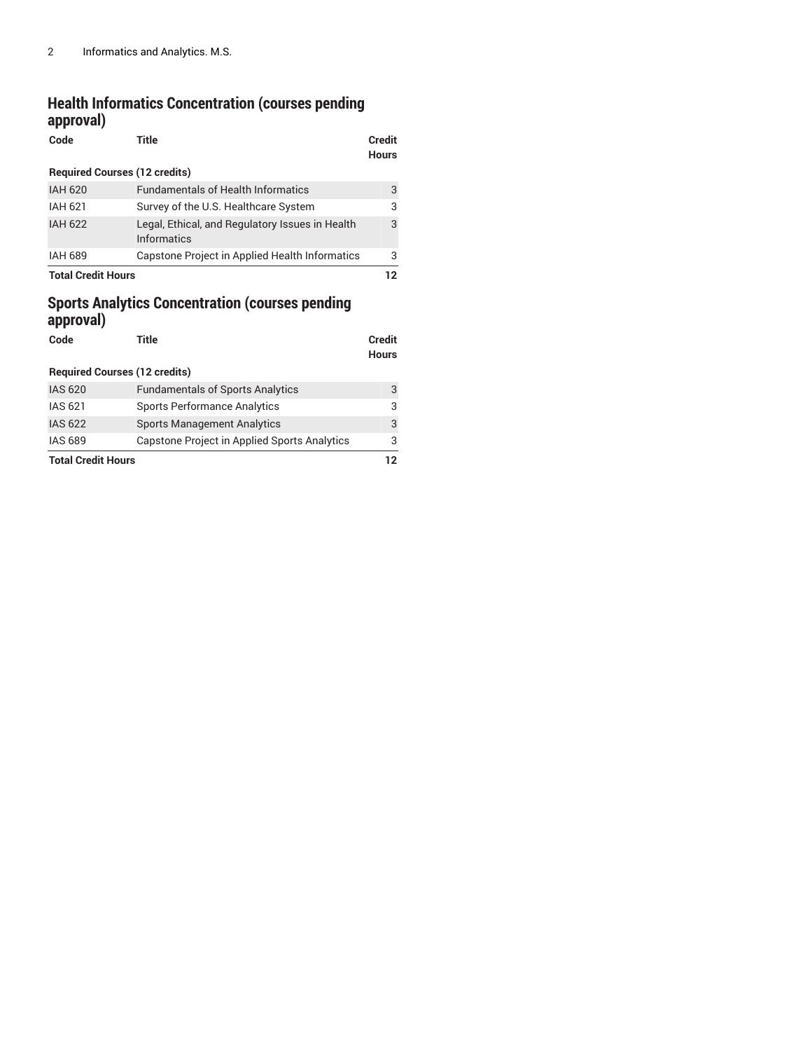## Health Informatics Concentration (courses pending approval)

| Code | Title | Credit Hours |
| --- | --- | --- |
| **Required Courses (12 credits)** | | |
| IAH 620 | Fundamentals of Health Informatics | 3 |
| IAH 621 | Survey of the U.S. Healthcare System | 3 |
| IAH 622 | Legal, Ethical, and Regulatory Issues in Health Informatics | 3 |
| IAH 689 | Capstone Project in Applied Health Informatics | 3 |
| **Total Credit Hours** | | **12** |

## Sports Analytics Concentration (courses pending approval)

| Code | Title | Credit Hours |
| --- | --- | --- |
| **Required Courses (12 credits)** | | |
| IAS 620 | Fundamentals of Sports Analytics | 3 |
| IAS 621 | Sports Performance Analytics | 3 |
| IAS 622 | Sports Management Analytics | 3 |
| IAS 689 | Capstone Project in Applied Sports Analytics | 3 |
| **Total Credit Hours** | | **12** |